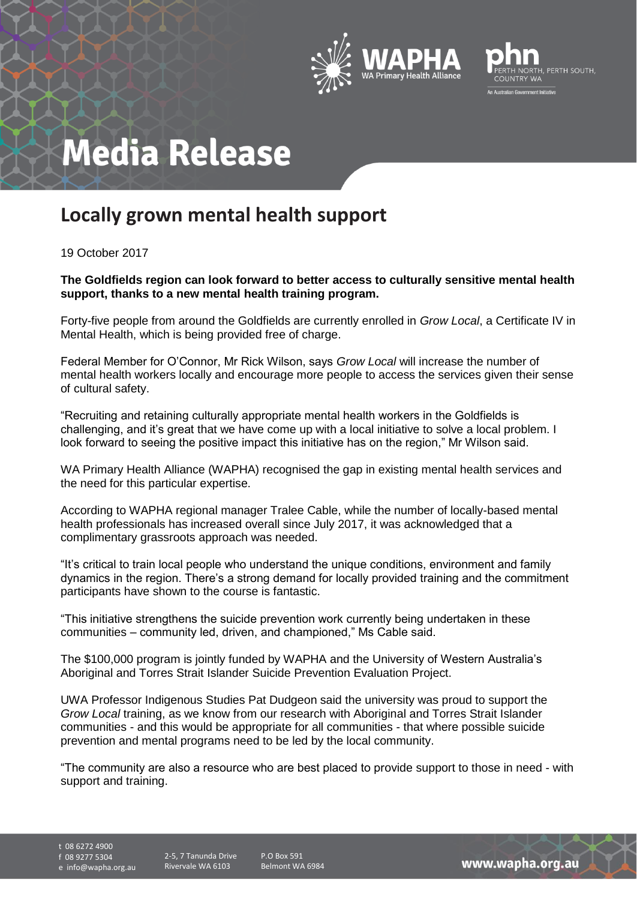# Media Release

## Locally grown mental health support

19 October 2017

**The Goldfields region can look forward to better access to culturally sensitive mental health support, thanks to a new mental health training program.**

Forty-five people from around the Goldfields are currently enrolled in *Grow Local*, a Certificate IV in Mental Health, which is being provided free of charge.

Federal Member for O'Connor, Mr Rick Wilson, says *Grow Local* will increase the number of mental health workers locally and encourage more people to access the services given their sense of cultural safety.

"Recruiting and retaining culturally appropriate mental health workers in the Goldfields is challenging, and it's great that we have come up with a local initiative to solve a local problem. I look forward to seeing the positive impact this initiative has on the region," Mr Wilson said.

WA Primary Health Alliance (WAPHA) recognised the gap in existing mental health services and the need for this particular expertise.

According to WAPHA regional manager Tralee Cable, while the number of locally-based mental health professionals has increased overall since July 2017, it was acknowledged that a complimentary grassroots approach was needed.

"It's critical to train local people who understand the unique conditions, environment and family dynamics in the region. There's a strong demand for locally provided training and the commitment participants have shown to the course is fantastic.

"This initiative strengthens the suicide prevention work currently being undertaken in these communities – community led, driven, and championed," Ms Cable said.

The $100,000 program is jointly funded by WAPHA and the University of Western Australia's Aboriginal and Torres Strait Islander Suicide Prevention Evaluation Project.

UWA Professor Indigenous Studies Pat Dudgeon said the university was proud to support the *Grow Local* training, as we know from our research with Aboriginal and Torres Strait Islander communities - and this would be appropriate for all communities - that where possible suicide prevention and mental programs need to be led by the local community.

"The community are also a resource who are best placed to provide support to those in need - with support and training.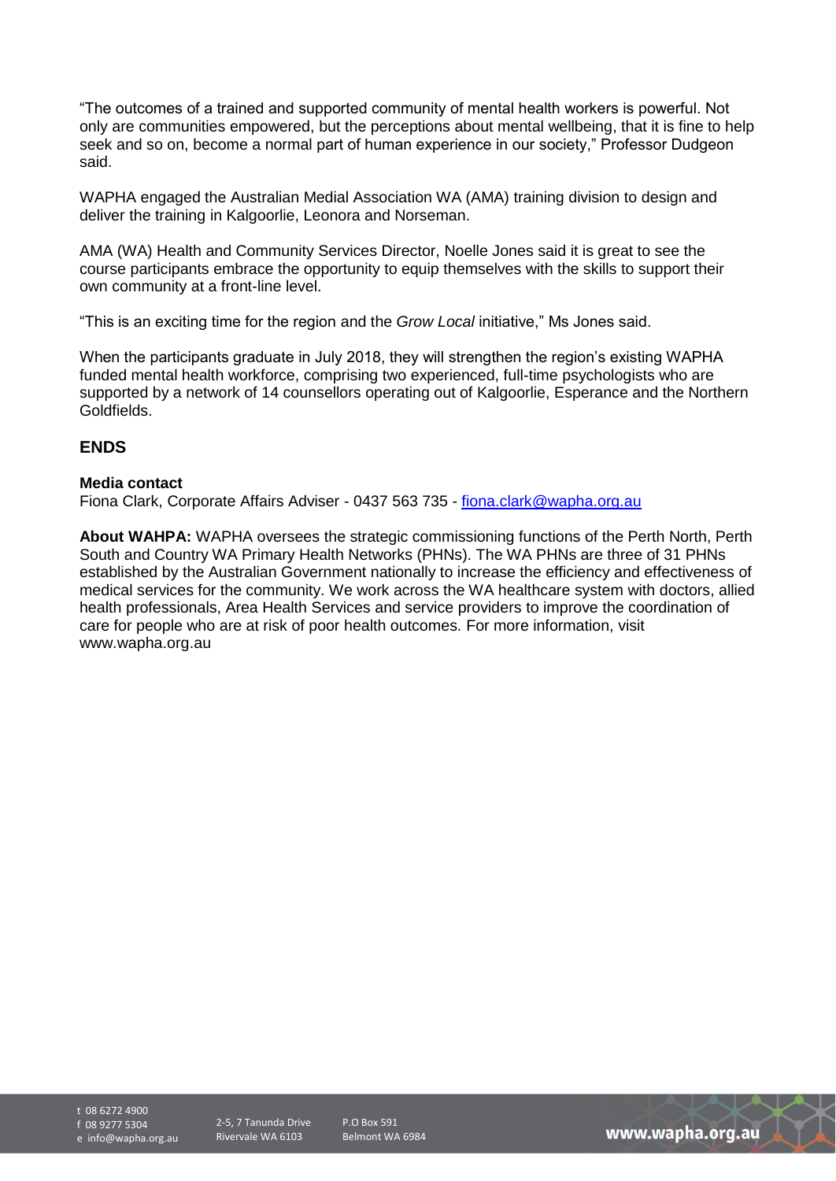"The outcomes of a trained and supported community of mental health workers is powerful. Not only are communities empowered, but the perceptions about mental wellbeing, that it is fine to help seek and so on, become a normal part of human experience in our society," Professor Dudgeon said.

WAPHA engaged the Australian Medial Association WA (AMA) training division to design and deliver the training in Kalgoorlie, Leonora and Norseman.

AMA (WA) Health and Community Services Director, Noelle Jones said it is great to see the course participants embrace the opportunity to equip themselves with the skills to support their own community at a front-line level.

"This is an exciting time for the region and the *Grow Local* initiative," Ms Jones said.

When the participants graduate in July 2018, they will strengthen the region's existing WAPHA funded mental health workforce, comprising two experienced, full-time psychologists who are supported by a network of 14 counsellors operating out of Kalgoorlie, Esperance and the Northern Goldfields.

## ENDS

**Media contact**
Fiona Clark, Corporate Affairs Adviser - 0437 563 735 - fiona.clark@wapha.org.au

**About WAHPA:** WAPHA oversees the strategic commissioning functions of the Perth North, Perth South and Country WA Primary Health Networks (PHNs). The WA PHNs are three of 31 PHNs established by the Australian Government nationally to increase the efficiency and effectiveness of medical services for the community. We work across the WA healthcare system with doctors, allied health professionals, Area Health Services and service providers to improve the coordination of care for people who are at risk of poor health outcomes. For more information, visit www.wapha.org.au